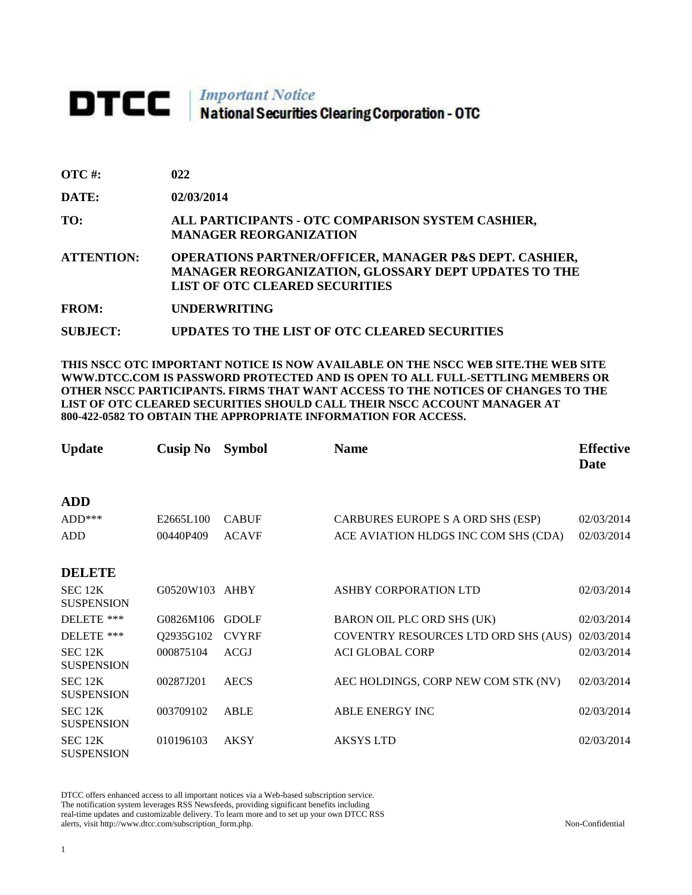# DTCC | *Important Notice* National Securities Clearing Corporation - OTC

| | |
|---|---|
| **OTC #:** | **022** |
| **DATE:** | **02/03/2014** |
| **TO:** | **ALL PARTICIPANTS - OTC COMPARISON SYSTEM CASHIER, MANAGER REORGANIZATION** |
| **ATTENTION:** | **OPERATIONS PARTNER/OFFICER, MANAGER P&S DEPT. CASHIER, MANAGER REORGANIZATION, GLOSSARY DEPT UPDATES TO THE LIST OF OTC CLEARED SECURITIES** |
| **FROM:** | **UNDERWRITING** |
| **SUBJECT:** | **UPDATES TO THE LIST OF OTC CLEARED SECURITIES** |

**THIS NSCC OTC IMPORTANT NOTICE IS NOW AVAILABLE ON THE NSCC WEB SITE.THE WEB SITE WWW.DTCC.COM IS PASSWORD PROTECTED AND IS OPEN TO ALL FULL-SETTLING MEMBERS OR OTHER NSCC PARTICIPANTS. FIRMS THAT WANT ACCESS TO THE NOTICES OF CHANGES TO THE LIST OF OTC CLEARED SECURITIES SHOULD CALL THEIR NSCC ACCOUNT MANAGER AT 800-422-0582 TO OBTAIN THE APPROPRIATE INFORMATION FOR ACCESS.**

| Update | Cusip No | Symbol | Name | Effective Date |
|---|---|---|---|---|
| **ADD** | | | | |
| ADD*** | E2665L100 | CABUF | CARBURES EUROPE S A ORD SHS (ESP) | 02/03/2014 |
| ADD | 00440P409 | ACAVF | ACE AVIATION HLDGS INC COM SHS (CDA) | 02/03/2014 |
| **DELETE** | | | | |
| SEC 12K SUSPENSION | G0520W103 | AHBY | ASHBY CORPORATION LTD | 02/03/2014 |
| DELETE *** | G0826M106 | GDOLF | BARON OIL PLC ORD SHS (UK) | 02/03/2014 |
| DELETE *** | Q2935G102 | CVYRF | COVENTRY RESOURCES LTD ORD SHS (AUS) | 02/03/2014 |
| SEC 12K SUSPENSION | 000875104 | ACGJ | ACI GLOBAL CORP | 02/03/2014 |
| SEC 12K SUSPENSION | 00287J201 | AECS | AEC HOLDINGS, CORP NEW COM STK (NV) | 02/03/2014 |
| SEC 12K SUSPENSION | 003709102 | ABLE | ABLE ENERGY INC | 02/03/2014 |
| SEC 12K SUSPENSION | 010196103 | AKSY | AKSYS LTD | 02/03/2014 |

DTCC offers enhanced access to all important notices via a Web-based subscription service. The notification system leverages RSS Newsfeeds, providing significant benefits including real-time updates and customizable delivery. To learn more and to set up your own DTCC RSS alerts, visit http://www.dtcc.com/subscription_form.php.

Non-Confidential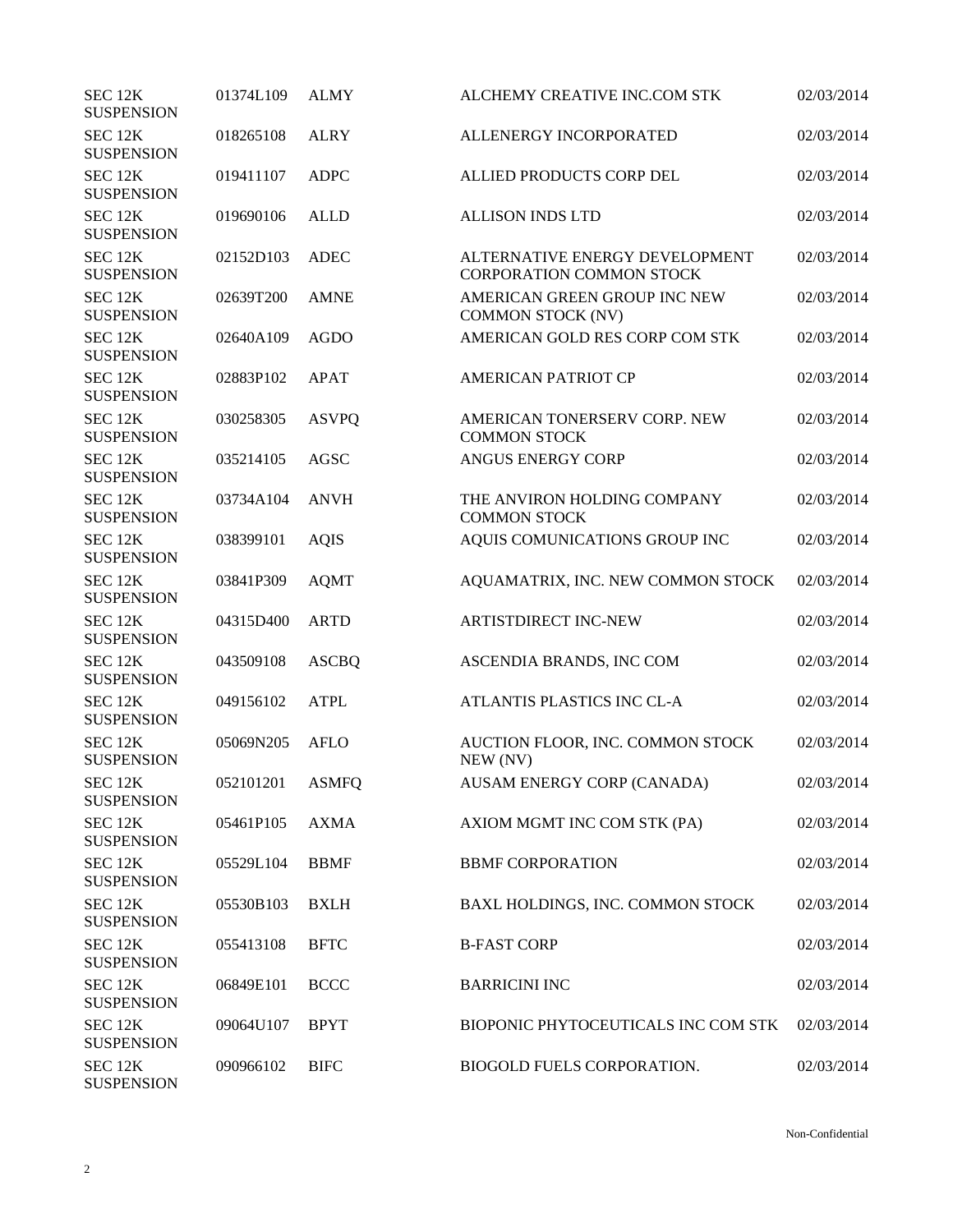| | | | | |
|---|---|---|---|---|
| SEC 12K SUSPENSION | 01374L109 | ALMY | ALCHEMY CREATIVE INC.COM STK | 02/03/2014 |
| SEC 12K SUSPENSION | 018265108 | ALRY | ALLENERGY INCORPORATED | 02/03/2014 |
| SEC 12K SUSPENSION | 019411107 | ADPC | ALLIED PRODUCTS CORP DEL | 02/03/2014 |
| SEC 12K SUSPENSION | 019690106 | ALLD | ALLISON INDS LTD | 02/03/2014 |
| SEC 12K SUSPENSION | 02152D103 | ADEC | ALTERNATIVE ENERGY DEVELOPMENT CORPORATION COMMON STOCK | 02/03/2014 |
| SEC 12K SUSPENSION | 02639T200 | AMNE | AMERICAN GREEN GROUP INC NEW COMMON STOCK (NV) | 02/03/2014 |
| SEC 12K SUSPENSION | 02640A109 | AGDO | AMERICAN GOLD RES CORP COM STK | 02/03/2014 |
| SEC 12K SUSPENSION | 02883P102 | APAT | AMERICAN PATRIOT CP | 02/03/2014 |
| SEC 12K SUSPENSION | 030258305 | ASVPQ | AMERICAN TONERSERV CORP. NEW COMMON STOCK | 02/03/2014 |
| SEC 12K SUSPENSION | 035214105 | AGSC | ANGUS ENERGY CORP | 02/03/2014 |
| SEC 12K SUSPENSION | 03734A104 | ANVH | THE ANVIRON HOLDING COMPANY COMMON STOCK | 02/03/2014 |
| SEC 12K SUSPENSION | 038399101 | AQIS | AQUIS COMUNICATIONS GROUP INC | 02/03/2014 |
| SEC 12K SUSPENSION | 03841P309 | AQMT | AQUAMATRIX, INC. NEW COMMON STOCK | 02/03/2014 |
| SEC 12K SUSPENSION | 04315D400 | ARTD | ARTISTDIRECT INC-NEW | 02/03/2014 |
| SEC 12K SUSPENSION | 043509108 | ASCBQ | ASCENDIA BRANDS, INC COM | 02/03/2014 |
| SEC 12K SUSPENSION | 049156102 | ATPL | ATLANTIS PLASTICS INC CL-A | 02/03/2014 |
| SEC 12K SUSPENSION | 05069N205 | AFLO | AUCTION FLOOR, INC. COMMON STOCK NEW (NV) | 02/03/2014 |
| SEC 12K SUSPENSION | 052101201 | ASMFQ | AUSAM ENERGY CORP (CANADA) | 02/03/2014 |
| SEC 12K SUSPENSION | 05461P105 | AXMA | AXIOM MGMT INC COM STK (PA) | 02/03/2014 |
| SEC 12K SUSPENSION | 05529L104 | BBMF | BBMF CORPORATION | 02/03/2014 |
| SEC 12K SUSPENSION | 05530B103 | BXLH | BAXL HOLDINGS, INC. COMMON STOCK | 02/03/2014 |
| SEC 12K SUSPENSION | 055413108 | BFTC | B-FAST CORP | 02/03/2014 |
| SEC 12K SUSPENSION | 06849E101 | BCCC | BARRICINI INC | 02/03/2014 |
| SEC 12K SUSPENSION | 09064U107 | BPYT | BIOPONIC PHYTOCEUTICALS INC COM STK | 02/03/2014 |
| SEC 12K SUSPENSION | 090966102 | BIFC | BIOGOLD FUELS CORPORATION. | 02/03/2014 |

Non-Confidential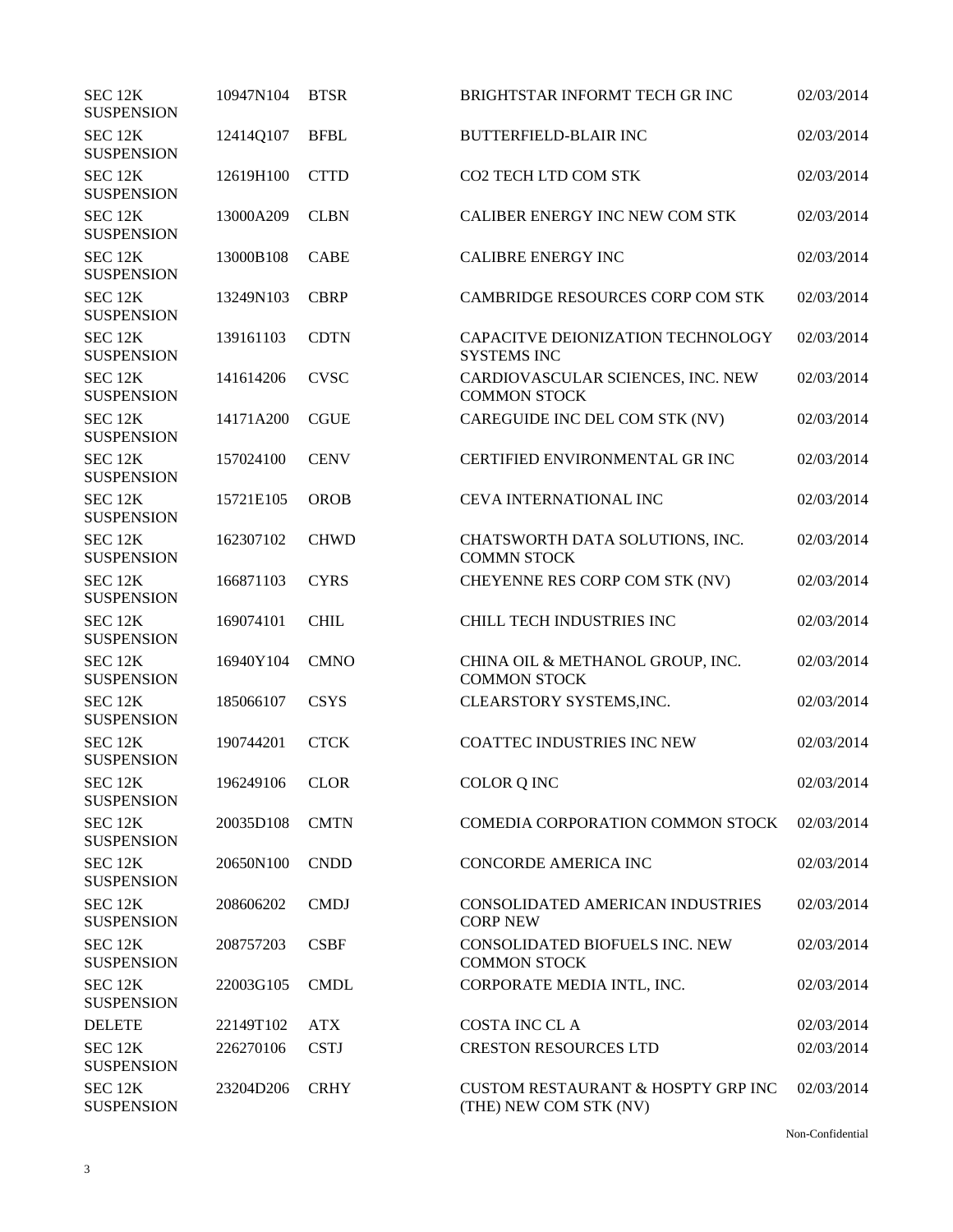| | | | | |
|---|---|---|---|---|
| SEC 12K SUSPENSION | 10947N104 | BTSR | BRIGHTSTAR INFORMT TECH GR INC | 02/03/2014 |
| SEC 12K SUSPENSION | 12414Q107 | BFBL | BUTTERFIELD-BLAIR INC | 02/03/2014 |
| SEC 12K SUSPENSION | 12619H100 | CTTD | CO2 TECH LTD COM STK | 02/03/2014 |
| SEC 12K SUSPENSION | 13000A209 | CLBN | CALIBER ENERGY INC NEW COM STK | 02/03/2014 |
| SEC 12K SUSPENSION | 13000B108 | CABE | CALIBRE ENERGY INC | 02/03/2014 |
| SEC 12K SUSPENSION | 13249N103 | CBRP | CAMBRIDGE RESOURCES CORP COM STK | 02/03/2014 |
| SEC 12K SUSPENSION | 139161103 | CDTN | CAPACITVE DEIONIZATION TECHNOLOGY SYSTEMS INC | 02/03/2014 |
| SEC 12K SUSPENSION | 141614206 | CVSC | CARDIOVASCULAR SCIENCES, INC. NEW COMMON STOCK | 02/03/2014 |
| SEC 12K SUSPENSION | 14171A200 | CGUE | CAREGUIDE INC DEL COM STK (NV) | 02/03/2014 |
| SEC 12K SUSPENSION | 157024100 | CENV | CERTIFIED ENVIRONMENTAL GR INC | 02/03/2014 |
| SEC 12K SUSPENSION | 15721E105 | OROB | CEVA INTERNATIONAL INC | 02/03/2014 |
| SEC 12K SUSPENSION | 162307102 | CHWD | CHATSWORTH DATA SOLUTIONS, INC. COMMN STOCK | 02/03/2014 |
| SEC 12K SUSPENSION | 166871103 | CYRS | CHEYENNE RES CORP COM STK (NV) | 02/03/2014 |
| SEC 12K SUSPENSION | 169074101 | CHIL | CHILL TECH INDUSTRIES INC | 02/03/2014 |
| SEC 12K SUSPENSION | 16940Y104 | CMNO | CHINA OIL & METHANOL GROUP, INC. COMMON STOCK | 02/03/2014 |
| SEC 12K SUSPENSION | 185066107 | CSYS | CLEARSTORY SYSTEMS,INC. | 02/03/2014 |
| SEC 12K SUSPENSION | 190744201 | CTCK | COATTEC INDUSTRIES INC NEW | 02/03/2014 |
| SEC 12K SUSPENSION | 196249106 | CLOR | COLOR Q INC | 02/03/2014 |
| SEC 12K SUSPENSION | 20035D108 | CMTN | COMEDIA CORPORATION COMMON STOCK | 02/03/2014 |
| SEC 12K SUSPENSION | 20650N100 | CNDD | CONCORDE AMERICA INC | 02/03/2014 |
| SEC 12K SUSPENSION | 208606202 | CMDJ | CONSOLIDATED AMERICAN INDUSTRIES CORP NEW | 02/03/2014 |
| SEC 12K SUSPENSION | 208757203 | CSBF | CONSOLIDATED BIOFUELS INC. NEW COMMON STOCK | 02/03/2014 |
| SEC 12K SUSPENSION | 22003G105 | CMDL | CORPORATE MEDIA INTL, INC. | 02/03/2014 |
| DELETE | 22149T102 | ATX | COSTA INC CL A | 02/03/2014 |
| SEC 12K SUSPENSION | 226270106 | CSTJ | CRESTON RESOURCES LTD | 02/03/2014 |
| SEC 12K SUSPENSION | 23204D206 | CRHY | CUSTOM RESTAURANT & HOSPTY GRP INC (THE) NEW COM STK (NV) | 02/03/2014 |

Non-Confidential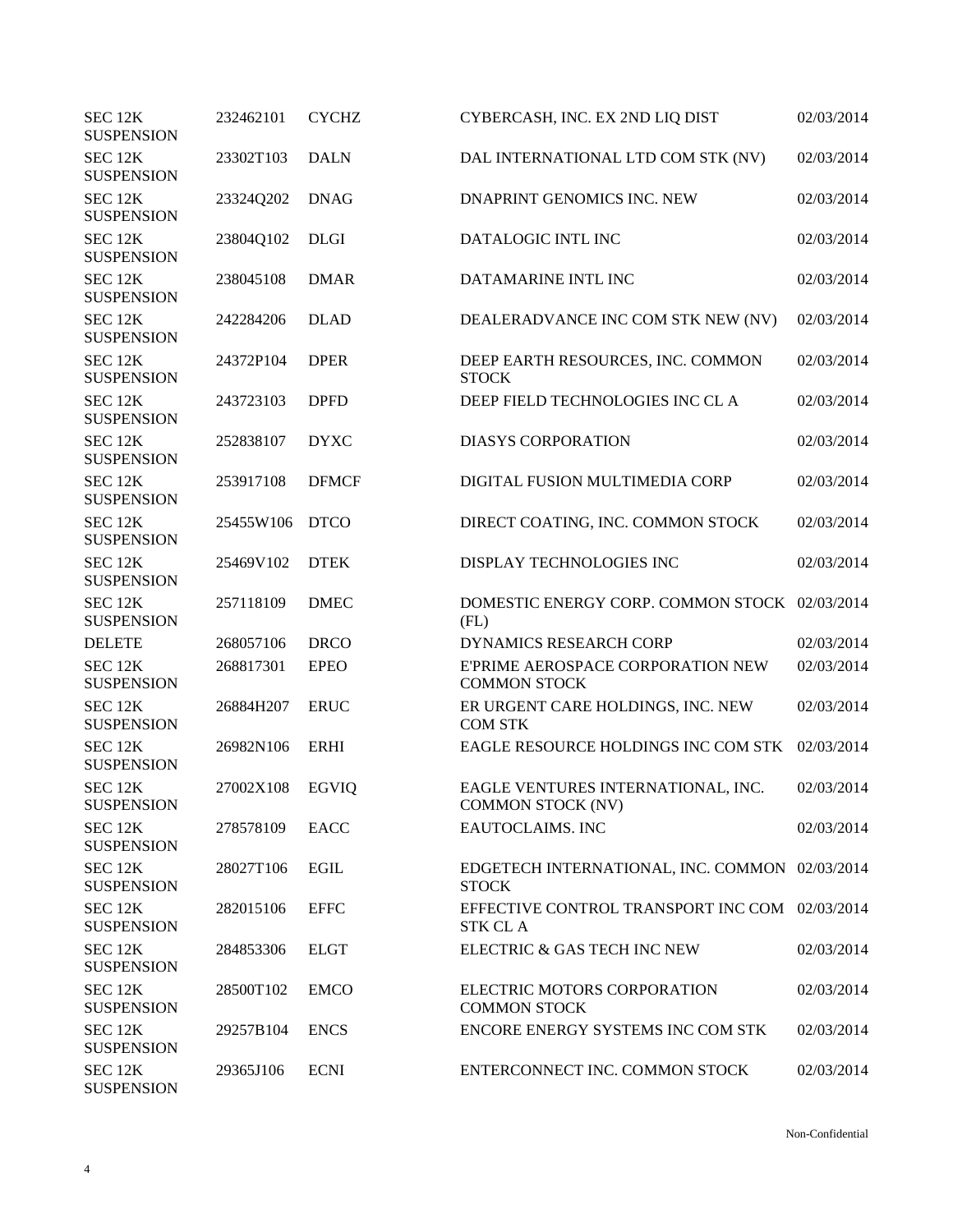| | | | | |
|---|---|---|---|---|
| SEC 12K SUSPENSION | 232462101 | CYCHZ | CYBERCASH, INC. EX 2ND LIQ DIST | 02/03/2014 |
| SEC 12K SUSPENSION | 23302T103 | DALN | DAL INTERNATIONAL LTD COM STK (NV) | 02/03/2014 |
| SEC 12K SUSPENSION | 23324Q202 | DNAG | DNAPRINT GENOMICS INC. NEW | 02/03/2014 |
| SEC 12K SUSPENSION | 23804Q102 | DLGI | DATALOGIC INTL INC | 02/03/2014 |
| SEC 12K SUSPENSION | 238045108 | DMAR | DATAMARINE INTL INC | 02/03/2014 |
| SEC 12K SUSPENSION | 242284206 | DLAD | DEALERADVANCE INC COM STK NEW (NV) | 02/03/2014 |
| SEC 12K SUSPENSION | 24372P104 | DPER | DEEP EARTH RESOURCES, INC. COMMON STOCK | 02/03/2014 |
| SEC 12K SUSPENSION | 243723103 | DPFD | DEEP FIELD TECHNOLOGIES INC CL A | 02/03/2014 |
| SEC 12K SUSPENSION | 252838107 | DYXC | DIASYS CORPORATION | 02/03/2014 |
| SEC 12K SUSPENSION | 253917108 | DFMCF | DIGITAL FUSION MULTIMEDIA CORP | 02/03/2014 |
| SEC 12K SUSPENSION | 25455W106 | DTCO | DIRECT COATING, INC. COMMON STOCK | 02/03/2014 |
| SEC 12K SUSPENSION | 25469V102 | DTEK | DISPLAY TECHNOLOGIES INC | 02/03/2014 |
| SEC 12K SUSPENSION | 257118109 | DMEC | DOMESTIC ENERGY CORP. COMMON STOCK (FL) | 02/03/2014 |
| DELETE | 268057106 | DRCO | DYNAMICS RESEARCH CORP | 02/03/2014 |
| SEC 12K SUSPENSION | 268817301 | EPEO | E'PRIME AEROSPACE CORPORATION NEW COMMON STOCK | 02/03/2014 |
| SEC 12K SUSPENSION | 26884H207 | ERUC | ER URGENT CARE HOLDINGS, INC. NEW COM STK | 02/03/2014 |
| SEC 12K SUSPENSION | 26982N106 | ERHI | EAGLE RESOURCE HOLDINGS INC COM STK | 02/03/2014 |
| SEC 12K SUSPENSION | 27002X108 | EGVIQ | EAGLE VENTURES INTERNATIONAL, INC. COMMON STOCK (NV) | 02/03/2014 |
| SEC 12K SUSPENSION | 278578109 | EACC | EAUTOCLAIMS. INC | 02/03/2014 |
| SEC 12K SUSPENSION | 28027T106 | EGIL | EDGETECH INTERNATIONAL, INC. COMMON STOCK | 02/03/2014 |
| SEC 12K SUSPENSION | 282015106 | EFFC | EFFECTIVE CONTROL TRANSPORT INC COM STK CL A | 02/03/2014 |
| SEC 12K SUSPENSION | 284853306 | ELGT | ELECTRIC & GAS TECH INC NEW | 02/03/2014 |
| SEC 12K SUSPENSION | 28500T102 | EMCO | ELECTRIC MOTORS CORPORATION COMMON STOCK | 02/03/2014 |
| SEC 12K SUSPENSION | 29257B104 | ENCS | ENCORE ENERGY SYSTEMS INC COM STK | 02/03/2014 |
| SEC 12K SUSPENSION | 29365J106 | ECNI | ENTERCONNECT INC. COMMON STOCK | 02/03/2014 |

Non-Confidential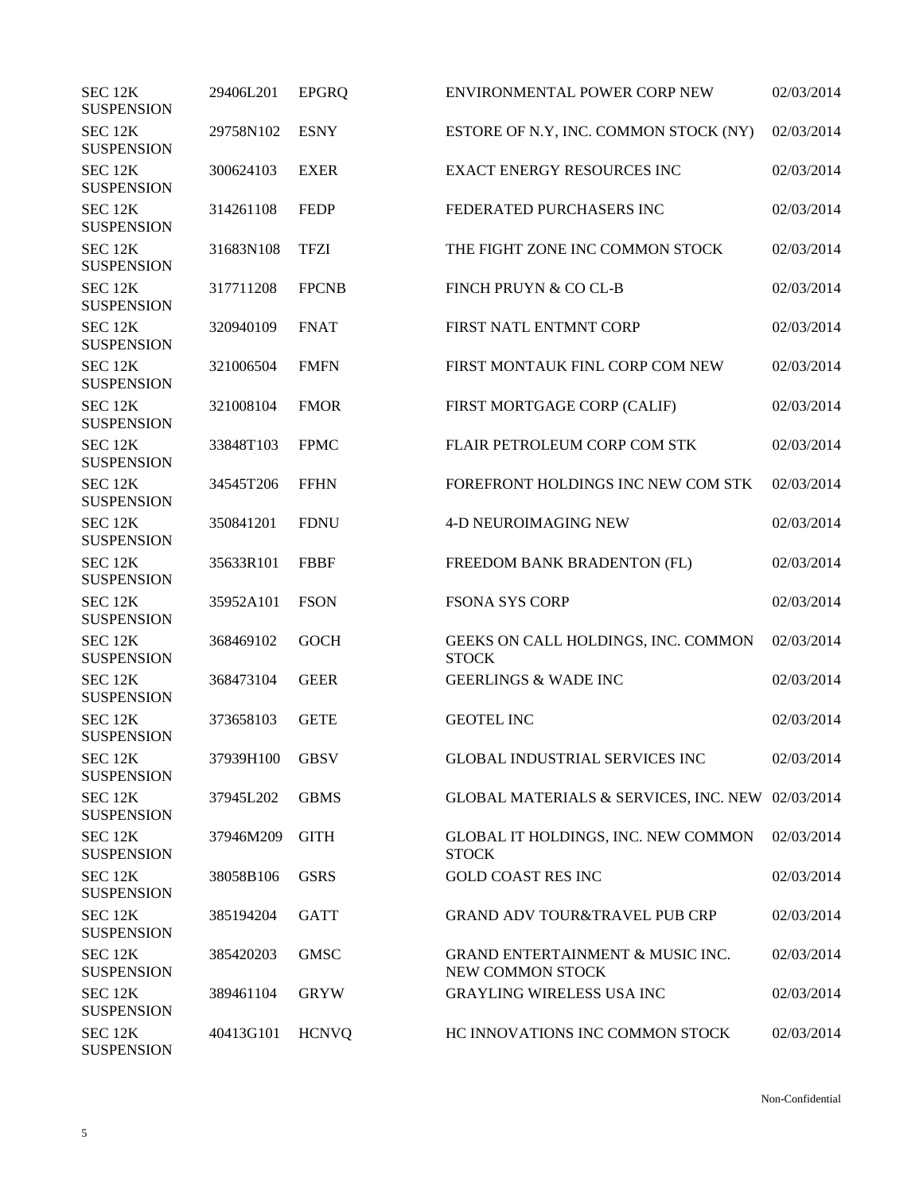| | | | | |
|---|---|---|---|---|
| SEC 12K SUSPENSION | 29406L201 | EPGRQ | ENVIRONMENTAL POWER CORP NEW | 02/03/2014 |
| SEC 12K SUSPENSION | 29758N102 | ESNY | ESTORE OF N.Y, INC. COMMON STOCK (NY) | 02/03/2014 |
| SEC 12K SUSPENSION | 300624103 | EXER | EXACT ENERGY RESOURCES INC | 02/03/2014 |
| SEC 12K SUSPENSION | 314261108 | FEDP | FEDERATED PURCHASERS INC | 02/03/2014 |
| SEC 12K SUSPENSION | 31683N108 | TFZI | THE FIGHT ZONE INC COMMON STOCK | 02/03/2014 |
| SEC 12K SUSPENSION | 317711208 | FPCNB | FINCH PRUYN & CO CL-B | 02/03/2014 |
| SEC 12K SUSPENSION | 320940109 | FNAT | FIRST NATL ENTMNT CORP | 02/03/2014 |
| SEC 12K SUSPENSION | 321006504 | FMFN | FIRST MONTAUK FINL CORP COM NEW | 02/03/2014 |
| SEC 12K SUSPENSION | 321008104 | FMOR | FIRST MORTGAGE CORP (CALIF) | 02/03/2014 |
| SEC 12K SUSPENSION | 33848T103 | FPMC | FLAIR PETROLEUM CORP COM STK | 02/03/2014 |
| SEC 12K SUSPENSION | 34545T206 | FFHN | FOREFRONT HOLDINGS INC NEW COM STK | 02/03/2014 |
| SEC 12K SUSPENSION | 350841201 | FDNU | 4-D NEUROIMAGING NEW | 02/03/2014 |
| SEC 12K SUSPENSION | 35633R101 | FBBF | FREEDOM BANK BRADENTON (FL) | 02/03/2014 |
| SEC 12K SUSPENSION | 35952A101 | FSON | FSONA SYS CORP | 02/03/2014 |
| SEC 12K SUSPENSION | 368469102 | GOCH | GEEKS ON CALL HOLDINGS, INC. COMMON STOCK | 02/03/2014 |
| SEC 12K SUSPENSION | 368473104 | GEER | GEERLINGS & WADE INC | 02/03/2014 |
| SEC 12K SUSPENSION | 373658103 | GETE | GEOTEL INC | 02/03/2014 |
| SEC 12K SUSPENSION | 37939H100 | GBSV | GLOBAL INDUSTRIAL SERVICES INC | 02/03/2014 |
| SEC 12K SUSPENSION | 37945L202 | GBMS | GLOBAL MATERIALS & SERVICES, INC. NEW | 02/03/2014 |
| SEC 12K SUSPENSION | 37946M209 | GITH | GLOBAL IT HOLDINGS, INC. NEW COMMON STOCK | 02/03/2014 |
| SEC 12K SUSPENSION | 38058B106 | GSRS | GOLD COAST RES INC | 02/03/2014 |
| SEC 12K SUSPENSION | 385194204 | GATT | GRAND ADV TOUR&TRAVEL PUB CRP | 02/03/2014 |
| SEC 12K SUSPENSION | 385420203 | GMSC | GRAND ENTERTAINMENT & MUSIC INC. NEW COMMON STOCK | 02/03/2014 |
| SEC 12K SUSPENSION | 389461104 | GRYW | GRAYLING WIRELESS USA INC | 02/03/2014 |
| SEC 12K SUSPENSION | 40413G101 | HCNVQ | HC INNOVATIONS INC COMMON STOCK | 02/03/2014 |

Non-Confidential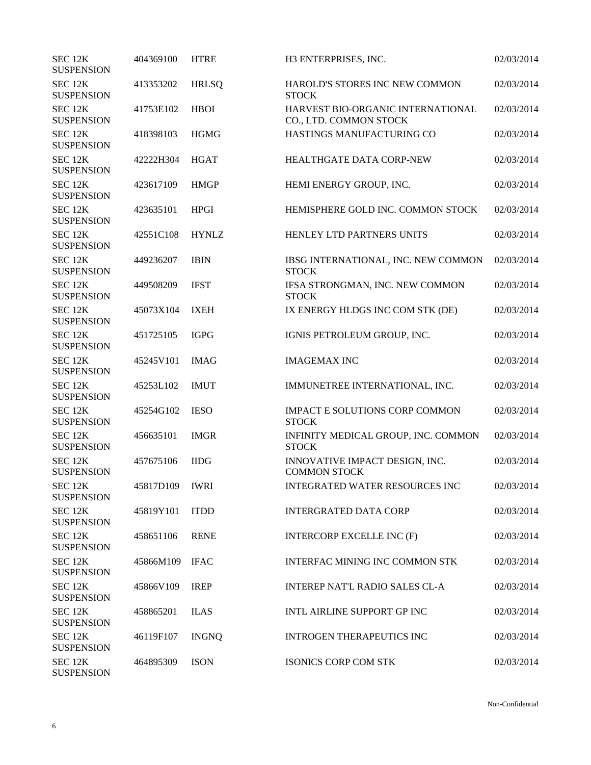| | | | | |
|---|---|---|---|---|
| SEC 12K SUSPENSION | 404369100 | HTRE | H3 ENTERPRISES, INC. | 02/03/2014 |
| SEC 12K SUSPENSION | 413353202 | HRLSQ | HAROLD'S STORES INC NEW COMMON STOCK | 02/03/2014 |
| SEC 12K SUSPENSION | 41753E102 | HBOI | HARVEST BIO-ORGANIC INTERNATIONAL CO., LTD. COMMON STOCK | 02/03/2014 |
| SEC 12K SUSPENSION | 418398103 | HGMG | HASTINGS MANUFACTURING CO | 02/03/2014 |
| SEC 12K SUSPENSION | 42222H304 | HGAT | HEALTHGATE DATA CORP-NEW | 02/03/2014 |
| SEC 12K SUSPENSION | 423617109 | HMGP | HEMI ENERGY GROUP, INC. | 02/03/2014 |
| SEC 12K SUSPENSION | 423635101 | HPGI | HEMISPHERE GOLD INC. COMMON STOCK | 02/03/2014 |
| SEC 12K SUSPENSION | 42551C108 | HYNLZ | HENLEY LTD PARTNERS UNITS | 02/03/2014 |
| SEC 12K SUSPENSION | 449236207 | IBIN | IBSG INTERNATIONAL, INC. NEW COMMON STOCK | 02/03/2014 |
| SEC 12K SUSPENSION | 449508209 | IFST | IFSA STRONGMAN, INC. NEW COMMON STOCK | 02/03/2014 |
| SEC 12K SUSPENSION | 45073X104 | IXEH | IX ENERGY HLDGS INC COM STK (DE) | 02/03/2014 |
| SEC 12K SUSPENSION | 451725105 | IGPG | IGNIS PETROLEUM GROUP, INC. | 02/03/2014 |
| SEC 12K SUSPENSION | 45245V101 | IMAG | IMAGEMAX INC | 02/03/2014 |
| SEC 12K SUSPENSION | 45253L102 | IMUT | IMMUNETREE INTERNATIONAL, INC. | 02/03/2014 |
| SEC 12K SUSPENSION | 45254G102 | IESO | IMPACT E SOLUTIONS CORP COMMON STOCK | 02/03/2014 |
| SEC 12K SUSPENSION | 456635101 | IMGR | INFINITY MEDICAL GROUP, INC. COMMON STOCK | 02/03/2014 |
| SEC 12K SUSPENSION | 457675106 | IIDG | INNOVATIVE IMPACT DESIGN, INC. COMMON STOCK | 02/03/2014 |
| SEC 12K SUSPENSION | 45817D109 | IWRI | INTEGRATED WATER RESOURCES INC | 02/03/2014 |
| SEC 12K SUSPENSION | 45819Y101 | ITDD | INTERGRATED DATA CORP | 02/03/2014 |
| SEC 12K SUSPENSION | 458651106 | RENE | INTERCORP EXCELLE INC (F) | 02/03/2014 |
| SEC 12K SUSPENSION | 45866M109 | IFAC | INTERFAC MINING INC COMMON STK | 02/03/2014 |
| SEC 12K SUSPENSION | 45866V109 | IREP | INTEREP NAT'L RADIO SALES CL-A | 02/03/2014 |
| SEC 12K SUSPENSION | 458865201 | ILAS | INTL AIRLINE SUPPORT GP INC | 02/03/2014 |
| SEC 12K SUSPENSION | 46119F107 | INGNQ | INTROGEN THERAPEUTICS INC | 02/03/2014 |
| SEC 12K SUSPENSION | 464895309 | ISON | ISONICS CORP COM STK | 02/03/2014 |

Non-Confidential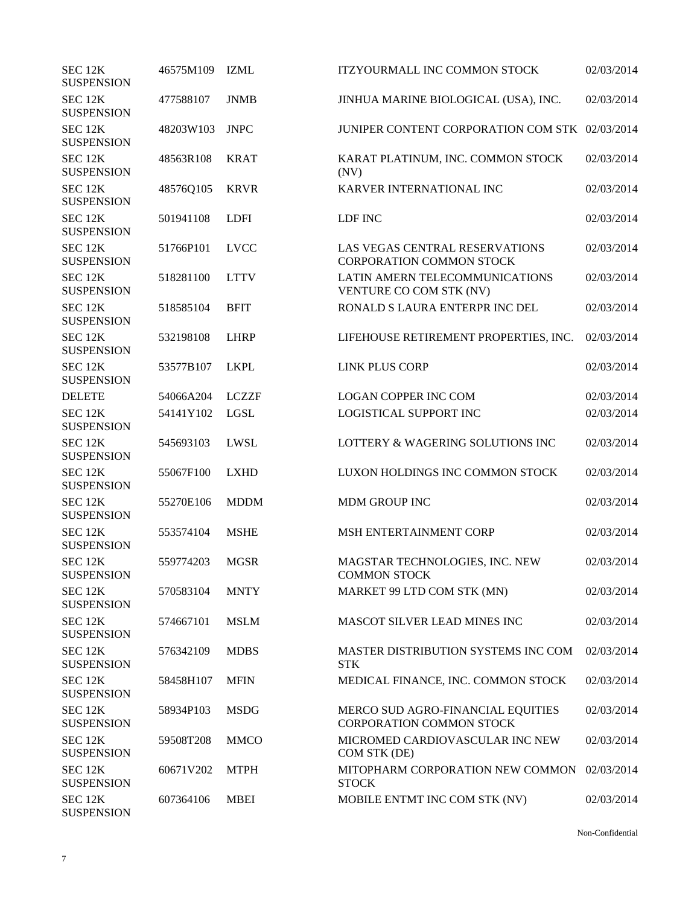| | | | | |
|---|---|---|---|---|
| SEC 12K SUSPENSION | 46575M109 | IZML | ITZYOURMALL INC COMMON STOCK | 02/03/2014 |
| SEC 12K SUSPENSION | 477588107 | JNMB | JINHUA MARINE BIOLOGICAL (USA), INC. | 02/03/2014 |
| SEC 12K SUSPENSION | 48203W103 | JNPC | JUNIPER CONTENT CORPORATION COM STK | 02/03/2014 |
| SEC 12K SUSPENSION | 48563R108 | KRAT | KARAT PLATINUM, INC. COMMON STOCK (NV) | 02/03/2014 |
| SEC 12K SUSPENSION | 48576Q105 | KRVR | KARVER INTERNATIONAL INC | 02/03/2014 |
| SEC 12K SUSPENSION | 501941108 | LDFI | LDF INC | 02/03/2014 |
| SEC 12K SUSPENSION | 51766P101 | LVCC | LAS VEGAS CENTRAL RESERVATIONS CORPORATION COMMON STOCK | 02/03/2014 |
| SEC 12K SUSPENSION | 518281100 | LTTV | LATIN AMERN TELECOMMUNICATIONS VENTURE CO COM STK (NV) | 02/03/2014 |
| SEC 12K SUSPENSION | 518585104 | BFIT | RONALD S LAURA ENTERPR INC DEL | 02/03/2014 |
| SEC 12K SUSPENSION | 532198108 | LHRP | LIFEHOUSE RETIREMENT PROPERTIES, INC. | 02/03/2014 |
| SEC 12K SUSPENSION | 53577B107 | LKPL | LINK PLUS CORP | 02/03/2014 |
| DELETE | 54066A204 | LCZZF | LOGAN COPPER INC COM | 02/03/2014 |
| SEC 12K SUSPENSION | 54141Y102 | LGSL | LOGISTICAL SUPPORT INC | 02/03/2014 |
| SEC 12K SUSPENSION | 545693103 | LWSL | LOTTERY & WAGERING SOLUTIONS INC | 02/03/2014 |
| SEC 12K SUSPENSION | 55067F100 | LXHD | LUXON HOLDINGS INC COMMON STOCK | 02/03/2014 |
| SEC 12K SUSPENSION | 55270E106 | MDDM | MDM GROUP INC | 02/03/2014 |
| SEC 12K SUSPENSION | 553574104 | MSHE | MSH ENTERTAINMENT CORP | 02/03/2014 |
| SEC 12K SUSPENSION | 559774203 | MGSR | MAGSTAR TECHNOLOGIES, INC. NEW COMMON STOCK | 02/03/2014 |
| SEC 12K SUSPENSION | 570583104 | MNTY | MARKET 99 LTD COM STK (MN) | 02/03/2014 |
| SEC 12K SUSPENSION | 574667101 | MSLM | MASCOT SILVER LEAD MINES INC | 02/03/2014 |
| SEC 12K SUSPENSION | 576342109 | MDBS | MASTER DISTRIBUTION SYSTEMS INC COM STK | 02/03/2014 |
| SEC 12K SUSPENSION | 58458H107 | MFIN | MEDICAL FINANCE, INC. COMMON STOCK | 02/03/2014 |
| SEC 12K SUSPENSION | 58934P103 | MSDG | MERCO SUD AGRO-FINANCIAL EQUITIES CORPORATION COMMON STOCK | 02/03/2014 |
| SEC 12K SUSPENSION | 59508T208 | MMCO | MICROMED CARDIOVASCULAR INC NEW COM STK (DE) | 02/03/2014 |
| SEC 12K SUSPENSION | 60671V202 | MTPH | MITOPHARM CORPORATION NEW COMMON STOCK | 02/03/2014 |
| SEC 12K SUSPENSION | 607364106 | MBEI | MOBILE ENTMT INC COM STK (NV) | 02/03/2014 |

Non-Confidential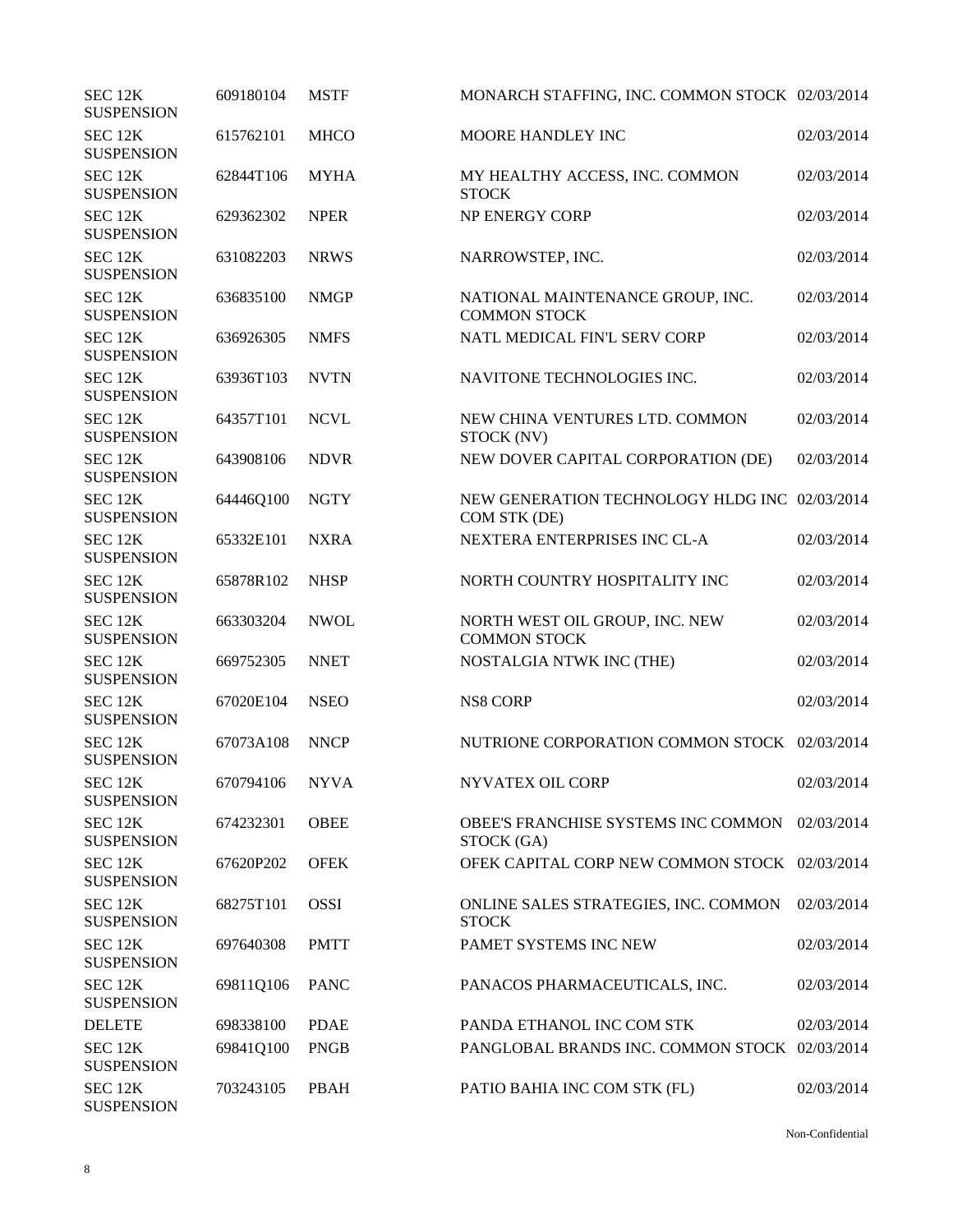| | | | | |
|---|---|---|---|---|
| SEC 12K SUSPENSION | 609180104 | MSTF | MONARCH STAFFING, INC. COMMON STOCK | 02/03/2014 |
| SEC 12K SUSPENSION | 615762101 | MHCO | MOORE HANDLEY INC | 02/03/2014 |
| SEC 12K SUSPENSION | 62844T106 | MYHA | MY HEALTHY ACCESS, INC. COMMON STOCK | 02/03/2014 |
| SEC 12K SUSPENSION | 629362302 | NPER | NP ENERGY CORP | 02/03/2014 |
| SEC 12K SUSPENSION | 631082203 | NRWS | NARROWSTEP, INC. | 02/03/2014 |
| SEC 12K SUSPENSION | 636835100 | NMGP | NATIONAL MAINTENANCE GROUP, INC. COMMON STOCK | 02/03/2014 |
| SEC 12K SUSPENSION | 636926305 | NMFS | NATL MEDICAL FIN'L SERV CORP | 02/03/2014 |
| SEC 12K SUSPENSION | 63936T103 | NVTN | NAVITONE TECHNOLOGIES INC. | 02/03/2014 |
| SEC 12K SUSPENSION | 64357T101 | NCVL | NEW CHINA VENTURES LTD. COMMON STOCK (NV) | 02/03/2014 |
| SEC 12K SUSPENSION | 643908106 | NDVR | NEW DOVER CAPITAL CORPORATION (DE) | 02/03/2014 |
| SEC 12K SUSPENSION | 64446Q100 | NGTY | NEW GENERATION TECHNOLOGY HLDG INC COM STK (DE) | 02/03/2014 |
| SEC 12K SUSPENSION | 65332E101 | NXRA | NEXTERA ENTERPRISES INC CL-A | 02/03/2014 |
| SEC 12K SUSPENSION | 65878R102 | NHSP | NORTH COUNTRY HOSPITALITY INC | 02/03/2014 |
| SEC 12K SUSPENSION | 663303204 | NWOL | NORTH WEST OIL GROUP, INC. NEW COMMON STOCK | 02/03/2014 |
| SEC 12K SUSPENSION | 669752305 | NNET | NOSTALGIA NTWK INC (THE) | 02/03/2014 |
| SEC 12K SUSPENSION | 67020E104 | NSEO | NS8 CORP | 02/03/2014 |
| SEC 12K SUSPENSION | 67073A108 | NNCP | NUTRIONE CORPORATION COMMON STOCK | 02/03/2014 |
| SEC 12K SUSPENSION | 670794106 | NYVA | NYVATEX OIL CORP | 02/03/2014 |
| SEC 12K SUSPENSION | 674232301 | OBEE | OBEE'S FRANCHISE SYSTEMS INC COMMON STOCK (GA) | 02/03/2014 |
| SEC 12K SUSPENSION | 67620P202 | OFEK | OFEK CAPITAL CORP NEW COMMON STOCK | 02/03/2014 |
| SEC 12K SUSPENSION | 68275T101 | OSSI | ONLINE SALES STRATEGIES, INC. COMMON STOCK | 02/03/2014 |
| SEC 12K SUSPENSION | 697640308 | PMTT | PAMET SYSTEMS INC NEW | 02/03/2014 |
| SEC 12K SUSPENSION | 69811Q106 | PANC | PANACOS PHARMACEUTICALS, INC. | 02/03/2014 |
| DELETE | 698338100 | PDAE | PANDA ETHANOL INC COM STK | 02/03/2014 |
| SEC 12K SUSPENSION | 69841Q100 | PNGB | PANGLOBAL BRANDS INC. COMMON STOCK | 02/03/2014 |
| SEC 12K SUSPENSION | 703243105 | PBAH | PATIO BAHIA INC COM STK (FL) | 02/03/2014 |

Non-Confidential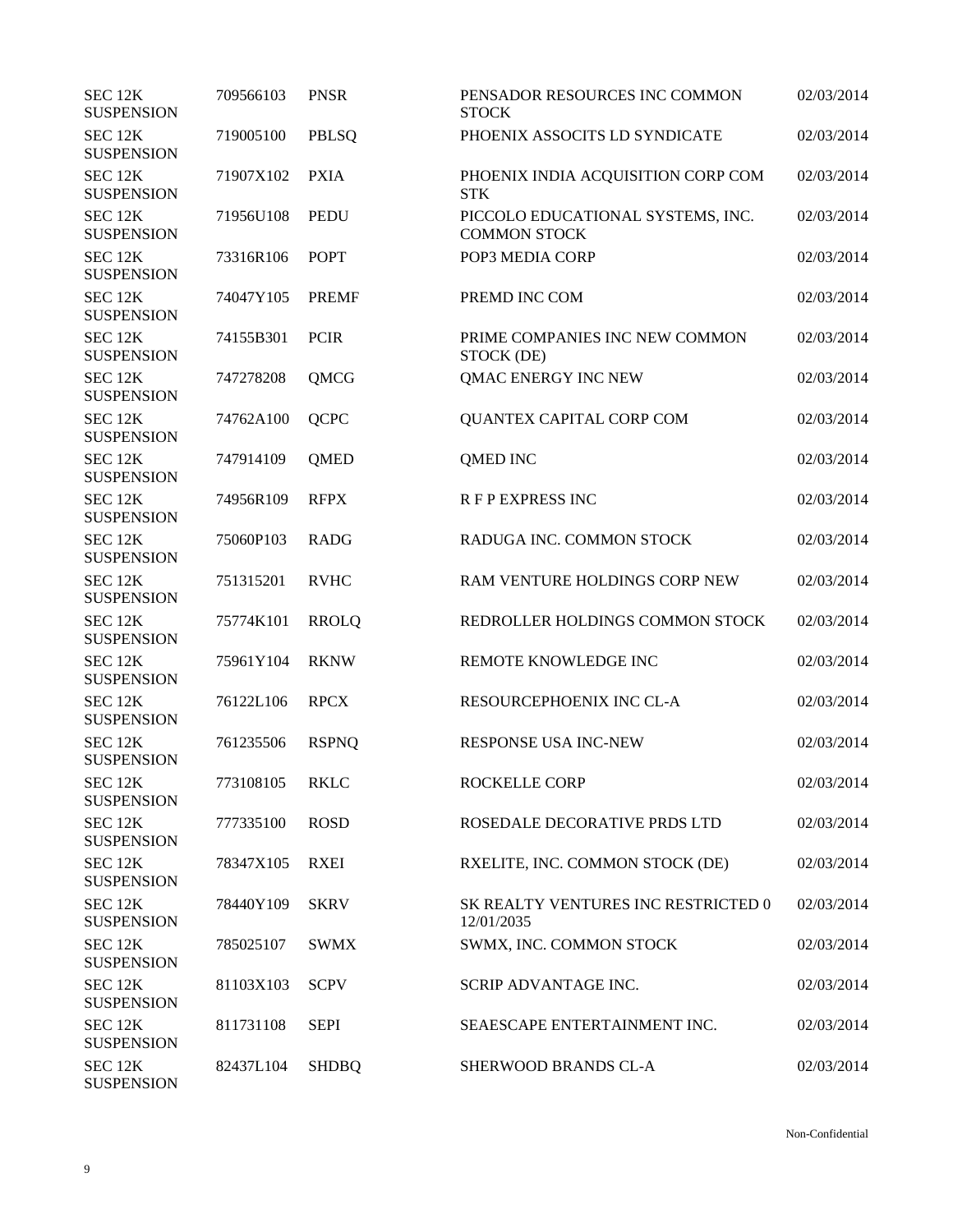| | | | | |
|---|---|---|---|---|
| SEC 12K SUSPENSION | 709566103 | PNSR | PENSADOR RESOURCES INC COMMON STOCK | 02/03/2014 |
| SEC 12K SUSPENSION | 719005100 | PBLSQ | PHOENIX ASSOCITS LD SYNDICATE | 02/03/2014 |
| SEC 12K SUSPENSION | 71907X102 | PXIA | PHOENIX INDIA ACQUISITION CORP COM STK | 02/03/2014 |
| SEC 12K SUSPENSION | 71956U108 | PEDU | PICCOLO EDUCATIONAL SYSTEMS, INC. COMMON STOCK | 02/03/2014 |
| SEC 12K SUSPENSION | 73316R106 | POPT | POP3 MEDIA CORP | 02/03/2014 |
| SEC 12K SUSPENSION | 74047Y105 | PREMF | PREMD INC COM | 02/03/2014 |
| SEC 12K SUSPENSION | 74155B301 | PCIR | PRIME COMPANIES INC NEW COMMON STOCK (DE) | 02/03/2014 |
| SEC 12K SUSPENSION | 747278208 | QMCG | QMAC ENERGY INC NEW | 02/03/2014 |
| SEC 12K SUSPENSION | 74762A100 | QCPC | QUANTEX CAPITAL CORP COM | 02/03/2014 |
| SEC 12K SUSPENSION | 747914109 | QMED | QMED INC | 02/03/2014 |
| SEC 12K SUSPENSION | 74956R109 | RFPX | R F P EXPRESS INC | 02/03/2014 |
| SEC 12K SUSPENSION | 75060P103 | RADG | RADUGA INC. COMMON STOCK | 02/03/2014 |
| SEC 12K SUSPENSION | 751315201 | RVHC | RAM VENTURE HOLDINGS CORP NEW | 02/03/2014 |
| SEC 12K SUSPENSION | 75774K101 | RROLQ | REDROLLER HOLDINGS COMMON STOCK | 02/03/2014 |
| SEC 12K SUSPENSION | 75961Y104 | RKNW | REMOTE KNOWLEDGE INC | 02/03/2014 |
| SEC 12K SUSPENSION | 76122L106 | RPCX | RESOURCEPHOENIX INC CL-A | 02/03/2014 |
| SEC 12K SUSPENSION | 761235506 | RSPNQ | RESPONSE USA INC-NEW | 02/03/2014 |
| SEC 12K SUSPENSION | 773108105 | RKLC | ROCKELLE CORP | 02/03/2014 |
| SEC 12K SUSPENSION | 777335100 | ROSD | ROSEDALE DECORATIVE PRDS LTD | 02/03/2014 |
| SEC 12K SUSPENSION | 78347X105 | RXEI | RXELITE, INC. COMMON STOCK (DE) | 02/03/2014 |
| SEC 12K SUSPENSION | 78440Y109 | SKRV | SK REALTY VENTURES INC RESTRICTED 0 12/01/2035 | 02/03/2014 |
| SEC 12K SUSPENSION | 785025107 | SWMX | SWMX, INC. COMMON STOCK | 02/03/2014 |
| SEC 12K SUSPENSION | 81103X103 | SCPV | SCRIP ADVANTAGE INC. | 02/03/2014 |
| SEC 12K SUSPENSION | 811731108 | SEPI | SEAESCAPE ENTERTAINMENT INC. | 02/03/2014 |
| SEC 12K SUSPENSION | 82437L104 | SHDBQ | SHERWOOD BRANDS CL-A | 02/03/2014 |

Non-Confidential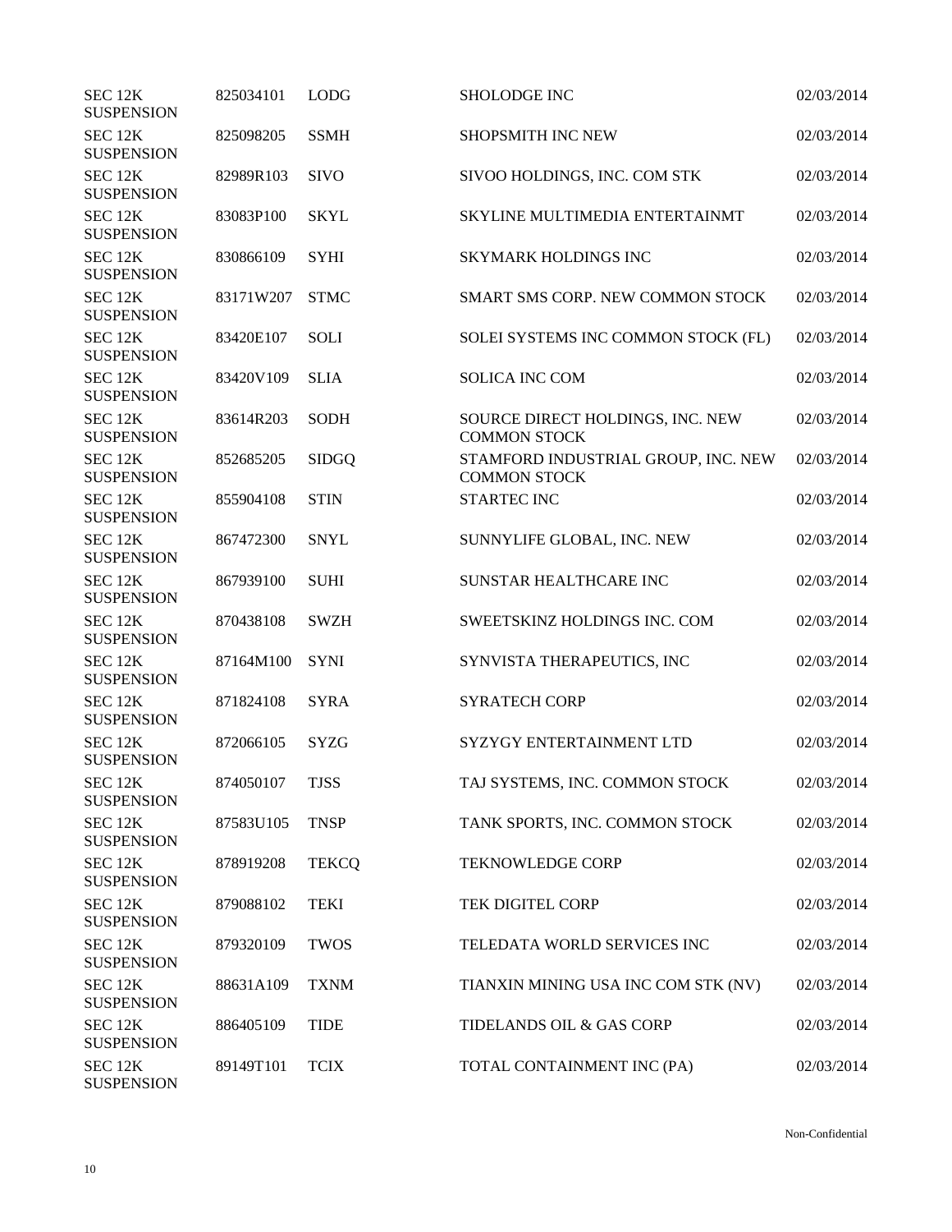| | | | | |
|---|---|---|---|---|
| SEC 12K SUSPENSION | 825034101 | LODG | SHOLODGE INC | 02/03/2014 |
| SEC 12K SUSPENSION | 825098205 | SSMH | SHOPSMITH INC NEW | 02/03/2014 |
| SEC 12K SUSPENSION | 82989R103 | SIVO | SIVOO HOLDINGS, INC. COM STK | 02/03/2014 |
| SEC 12K SUSPENSION | 83083P100 | SKYL | SKYLINE MULTIMEDIA ENTERTAINMT | 02/03/2014 |
| SEC 12K SUSPENSION | 830866109 | SYHI | SKYMARK HOLDINGS INC | 02/03/2014 |
| SEC 12K SUSPENSION | 83171W207 | STMC | SMART SMS CORP. NEW COMMON STOCK | 02/03/2014 |
| SEC 12K SUSPENSION | 83420E107 | SOLI | SOLEI SYSTEMS INC COMMON STOCK (FL) | 02/03/2014 |
| SEC 12K SUSPENSION | 83420V109 | SLIA | SOLICA INC COM | 02/03/2014 |
| SEC 12K SUSPENSION | 83614R203 | SODH | SOURCE DIRECT HOLDINGS, INC. NEW COMMON STOCK | 02/03/2014 |
| SEC 12K SUSPENSION | 852685205 | SIDGQ | STAMFORD INDUSTRIAL GROUP, INC. NEW COMMON STOCK | 02/03/2014 |
| SEC 12K SUSPENSION | 855904108 | STIN | STARTEC INC | 02/03/2014 |
| SEC 12K SUSPENSION | 867472300 | SNYL | SUNNYLIFE GLOBAL, INC. NEW | 02/03/2014 |
| SEC 12K SUSPENSION | 867939100 | SUHI | SUNSTAR HEALTHCARE INC | 02/03/2014 |
| SEC 12K SUSPENSION | 870438108 | SWZH | SWEETSKINZ HOLDINGS INC. COM | 02/03/2014 |
| SEC 12K SUSPENSION | 87164M100 | SYNI | SYNVISTA THERAPEUTICS, INC | 02/03/2014 |
| SEC 12K SUSPENSION | 871824108 | SYRA | SYRATECH CORP | 02/03/2014 |
| SEC 12K SUSPENSION | 872066105 | SYZG | SYZYGY ENTERTAINMENT LTD | 02/03/2014 |
| SEC 12K SUSPENSION | 874050107 | TJSS | TAJ SYSTEMS, INC. COMMON STOCK | 02/03/2014 |
| SEC 12K SUSPENSION | 87583U105 | TNSP | TANK SPORTS, INC. COMMON STOCK | 02/03/2014 |
| SEC 12K SUSPENSION | 878919208 | TEKCQ | TEKNOWLEDGE CORP | 02/03/2014 |
| SEC 12K SUSPENSION | 879088102 | TEKI | TEK DIGITEL CORP | 02/03/2014 |
| SEC 12K SUSPENSION | 879320109 | TWOS | TELEDATA WORLD SERVICES INC | 02/03/2014 |
| SEC 12K SUSPENSION | 88631A109 | TXNM | TIANXIN MINING USA INC COM STK (NV) | 02/03/2014 |
| SEC 12K SUSPENSION | 886405109 | TIDE | TIDELANDS OIL & GAS CORP | 02/03/2014 |
| SEC 12K SUSPENSION | 89149T101 | TCIX | TOTAL CONTAINMENT INC (PA) | 02/03/2014 |

Non-Confidential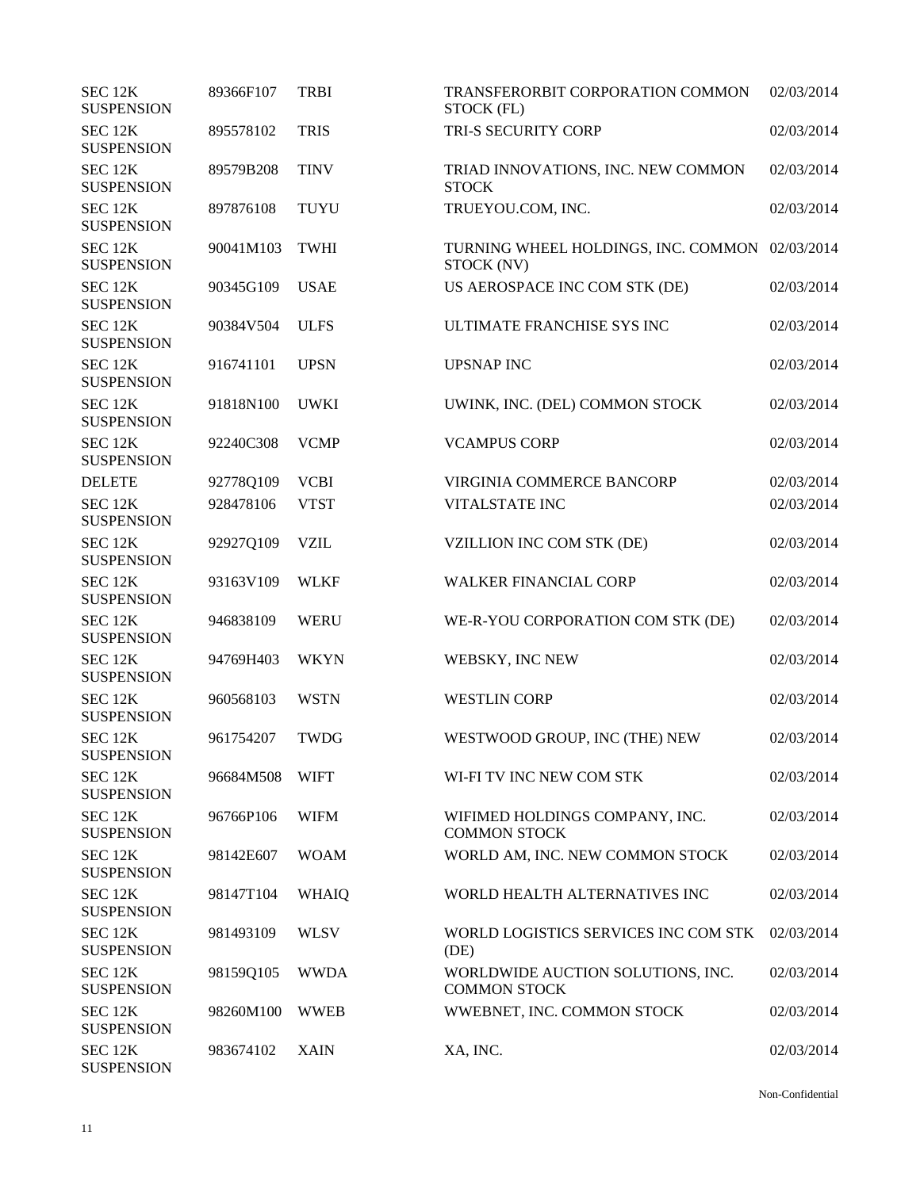| | | | | |
|---|---|---|---|---|
| SEC 12K SUSPENSION | 89366F107 | TRBI | TRANSFERORBIT CORPORATION COMMON STOCK (FL) | 02/03/2014 |
| SEC 12K SUSPENSION | 895578102 | TRIS | TRI-S SECURITY CORP | 02/03/2014 |
| SEC 12K SUSPENSION | 89579B208 | TINV | TRIAD INNOVATIONS, INC. NEW COMMON STOCK | 02/03/2014 |
| SEC 12K SUSPENSION | 897876108 | TUYU | TRUEYOU.COM, INC. | 02/03/2014 |
| SEC 12K SUSPENSION | 90041M103 | TWHI | TURNING WHEEL HOLDINGS, INC. COMMON STOCK (NV) | 02/03/2014 |
| SEC 12K SUSPENSION | 90345G109 | USAE | US AEROSPACE INC COM STK (DE) | 02/03/2014 |
| SEC 12K SUSPENSION | 90384V504 | ULFS | ULTIMATE FRANCHISE SYS INC | 02/03/2014 |
| SEC 12K SUSPENSION | 916741101 | UPSN | UPSNAP INC | 02/03/2014 |
| SEC 12K SUSPENSION | 91818N100 | UWKI | UWINK, INC. (DEL) COMMON STOCK | 02/03/2014 |
| SEC 12K SUSPENSION | 92240C308 | VCMP | VCAMPUS CORP | 02/03/2014 |
| DELETE | 92778Q109 | VCBI | VIRGINIA COMMERCE BANCORP | 02/03/2014 |
| SEC 12K SUSPENSION | 928478106 | VTST | VITALSTATE INC | 02/03/2014 |
| SEC 12K SUSPENSION | 92927Q109 | VZIL | VZILLION INC COM STK (DE) | 02/03/2014 |
| SEC 12K SUSPENSION | 93163V109 | WLKF | WALKER FINANCIAL CORP | 02/03/2014 |
| SEC 12K SUSPENSION | 946838109 | WERU | WE-R-YOU CORPORATION COM STK (DE) | 02/03/2014 |
| SEC 12K SUSPENSION | 94769H403 | WKYN | WEBSKY, INC NEW | 02/03/2014 |
| SEC 12K SUSPENSION | 960568103 | WSTN | WESTLIN CORP | 02/03/2014 |
| SEC 12K SUSPENSION | 961754207 | TWDG | WESTWOOD GROUP, INC (THE) NEW | 02/03/2014 |
| SEC 12K SUSPENSION | 96684M508 | WIFT | WI-FI TV INC NEW COM STK | 02/03/2014 |
| SEC 12K SUSPENSION | 96766P106 | WIFM | WIFIMED HOLDINGS COMPANY, INC. COMMON STOCK | 02/03/2014 |
| SEC 12K SUSPENSION | 98142E607 | WOAM | WORLD AM, INC. NEW COMMON STOCK | 02/03/2014 |
| SEC 12K SUSPENSION | 98147T104 | WHAIQ | WORLD HEALTH ALTERNATIVES INC | 02/03/2014 |
| SEC 12K SUSPENSION | 981493109 | WLSV | WORLD LOGISTICS SERVICES INC COM STK (DE) | 02/03/2014 |
| SEC 12K SUSPENSION | 98159Q105 | WWDA | WORLDWIDE AUCTION SOLUTIONS, INC. COMMON STOCK | 02/03/2014 |
| SEC 12K SUSPENSION | 98260M100 | WWEB | WWEBNET, INC. COMMON STOCK | 02/03/2014 |
| SEC 12K SUSPENSION | 983674102 | XAIN | XA, INC. | 02/03/2014 |

Non-Confidential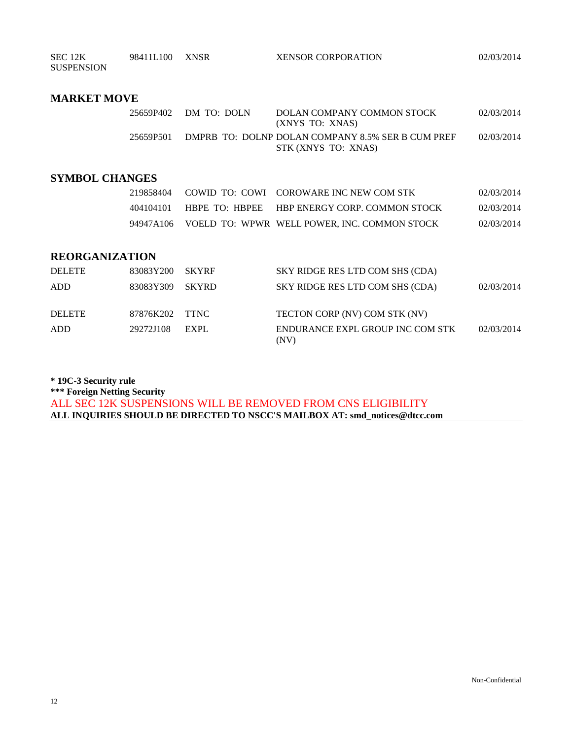| | | | | |
|---|---|---|---|---|
| SEC 12K SUSPENSION | 98411L100 | XNSR | XENSOR CORPORATION | 02/03/2014 |

## MARKET MOVE

| | | | | |
|---|---|---|---|---|
| | 25659P402 | DM TO: DOLN | DOLAN COMPANY COMMON STOCK (XNYS TO: XNAS) | 02/03/2014 |
| | 25659P501 | DMPRB TO: DOLNP | DOLAN COMPANY 8.5% SER B CUM PREF STK (XNYS TO: XNAS) | 02/03/2014 |

## SYMBOL CHANGES

| | | | | |
|---|---|---|---|---|
| | 219858404 | COWID TO: COWI | COROWARE INC NEW COM STK | 02/03/2014 |
| | 404104101 | HBPE TO: HBPEE | HBP ENERGY CORP. COMMON STOCK | 02/03/2014 |
| | 94947A106 | VOELD TO: WPWR | WELL POWER, INC. COMMON STOCK | 02/03/2014 |

## REORGANIZATION

| | | | | |
|---|---|---|---|---|
| DELETE | 83083Y200 | SKYRF | SKY RIDGE RES LTD COM SHS (CDA) | |
| ADD | 83083Y309 | SKYRD | SKY RIDGE RES LTD COM SHS (CDA) | 02/03/2014 |
| DELETE | 87876K202 | TTNC | TECTON CORP (NV) COM STK (NV) | |
| ADD | 29272J108 | EXPL | ENDURANCE EXPL GROUP INC COM STK (NV) | 02/03/2014 |

**\* 19C-3 Security rule**
**\*\*\* Foreign Netting Security**
ALL SEC 12K SUSPENSIONS WILL BE REMOVED FROM CNS ELIGIBILITY
**ALL INQUIRIES SHOULD BE DIRECTED TO NSCC'S MAILBOX AT: smd_notices@dtcc.com**

Non-Confidential